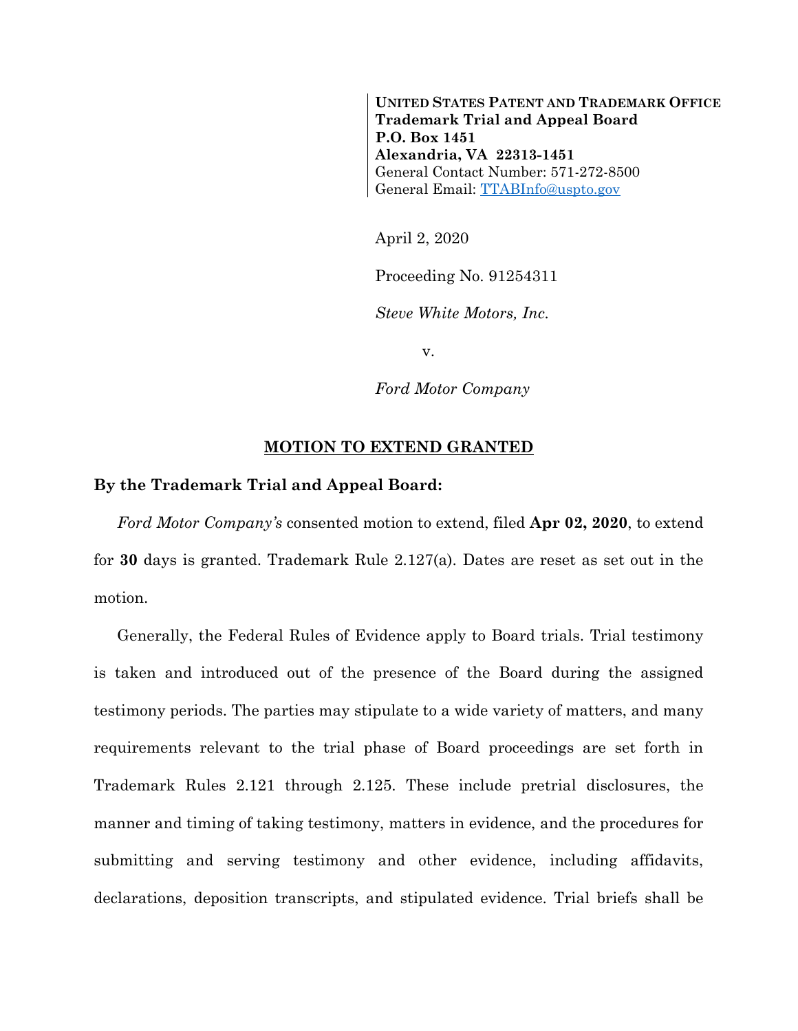**UNITED STATES PATENT AND TRADEMARK OFFICE**
**Trademark Trial and Appeal Board**
**P.O. Box 1451**
**Alexandria, VA 22313-1451**
General Contact Number: 571-272-8500
General Email: TTABInfo@uspto.gov

April 2, 2020

Proceeding No. 91254311

*Steve White Motors, Inc.*

v.

*Ford Motor Company*

## MOTION TO EXTEND GRANTED

**By the Trademark Trial and Appeal Board:**

*Ford Motor Company's* consented motion to extend, filed **Apr 02, 2020**, to extend for **30** days is granted. Trademark Rule 2.127(a). Dates are reset as set out in the motion.

Generally, the Federal Rules of Evidence apply to Board trials. Trial testimony is taken and introduced out of the presence of the Board during the assigned testimony periods. The parties may stipulate to a wide variety of matters, and many requirements relevant to the trial phase of Board proceedings are set forth in Trademark Rules 2.121 through 2.125. These include pretrial disclosures, the manner and timing of taking testimony, matters in evidence, and the procedures for submitting and serving testimony and other evidence, including affidavits, declarations, deposition transcripts, and stipulated evidence. Trial briefs shall be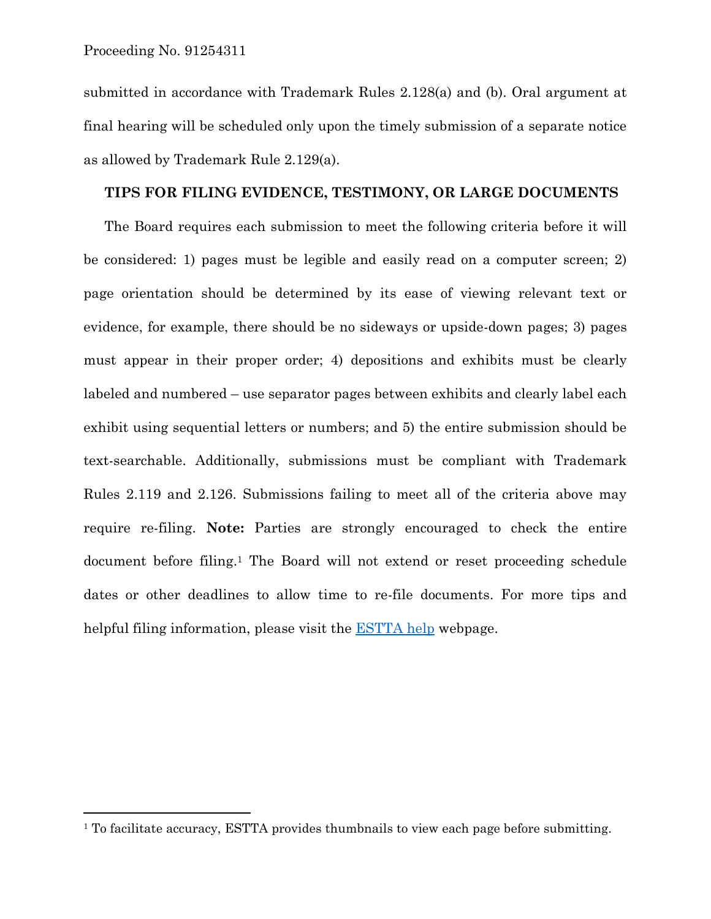submitted in accordance with Trademark Rules 2.128(a) and (b). Oral argument at final hearing will be scheduled only upon the timely submission of a separate notice as allowed by Trademark Rule 2.129(a).

**TIPS FOR FILING EVIDENCE, TESTIMONY, OR LARGE DOCUMENTS**

The Board requires each submission to meet the following criteria before it will be considered: 1) pages must be legible and easily read on a computer screen; 2) page orientation should be determined by its ease of viewing relevant text or evidence, for example, there should be no sideways or upside-down pages; 3) pages must appear in their proper order; 4) depositions and exhibits must be clearly labeled and numbered – use separator pages between exhibits and clearly label each exhibit using sequential letters or numbers; and 5) the entire submission should be text-searchable. Additionally, submissions must be compliant with Trademark Rules 2.119 and 2.126. Submissions failing to meet all of the criteria above may require re-filing. **Note:** Parties are strongly encouraged to check the entire document before filing.[1] The Board will not extend or reset proceeding schedule dates or other deadlines to allow time to re-file documents. For more tips and helpful filing information, please visit the ESTTA help webpage.

[1] To facilitate accuracy, ESTTA provides thumbnails to view each page before submitting.